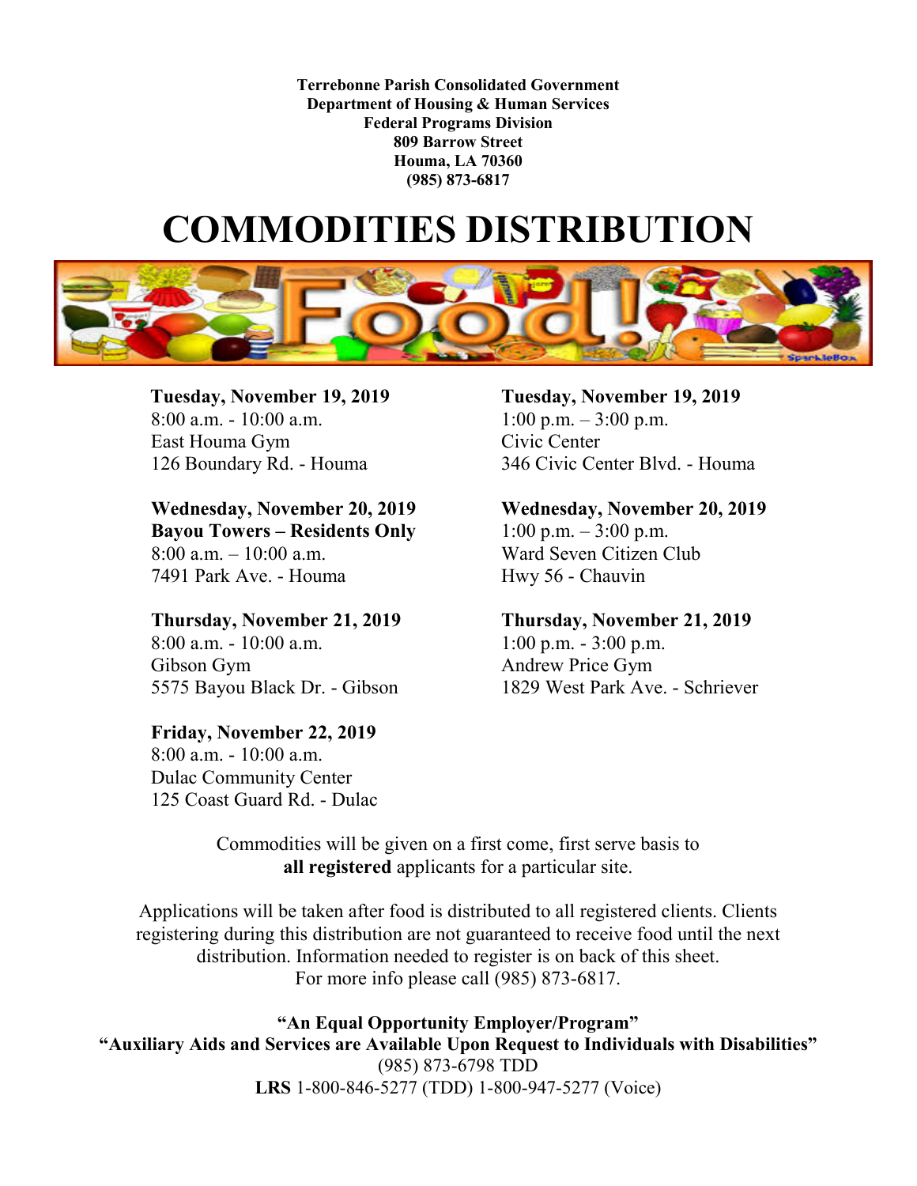**Terrebonne Parish Consolidated Government**
**Department of Housing & Human Services**
**Federal Programs Division**
**809 Barrow Street**
**Houma, LA 70360**
**(985) 873-6817**

# COMMODITIES DISTRIBUTION

**Tuesday, November 19, 2019**
8:00 a.m. - 10:00 a.m.
East Houma Gym
126 Boundary Rd. - Houma

**Tuesday, November 19, 2019**
1:00 p.m. – 3:00 p.m.
Civic Center
346 Civic Center Blvd. - Houma

**Wednesday, November 20, 2019**
**Bayou Towers – Residents Only**
8:00 a.m. – 10:00 a.m.
7491 Park Ave. - Houma

**Wednesday, November 20, 2019**
1:00 p.m. – 3:00 p.m.
Ward Seven Citizen Club
Hwy 56 - Chauvin

**Thursday, November 21, 2019**
8:00 a.m. - 10:00 a.m.
Gibson Gym
5575 Bayou Black Dr. - Gibson

**Thursday, November 21, 2019**
1:00 p.m. - 3:00 p.m.
Andrew Price Gym
1829 West Park Ave. - Schriever

**Friday, November 22, 2019**
8:00 a.m. - 10:00 a.m.
Dulac Community Center
125 Coast Guard Rd. - Dulac

Commodities will be given on a first come, first serve basis to **all registered** applicants for a particular site.

Applications will be taken after food is distributed to all registered clients. Clients registering during this distribution are not guaranteed to receive food until the next distribution. Information needed to register is on back of this sheet. For more info please call (985) 873-6817.

**"An Equal Opportunity Employer/Program"**
**"Auxiliary Aids and Services are Available Upon Request to Individuals with Disabilities"**
(985) 873-6798 TDD
**LRS** 1-800-846-5277 (TDD) 1-800-947-5277 (Voice)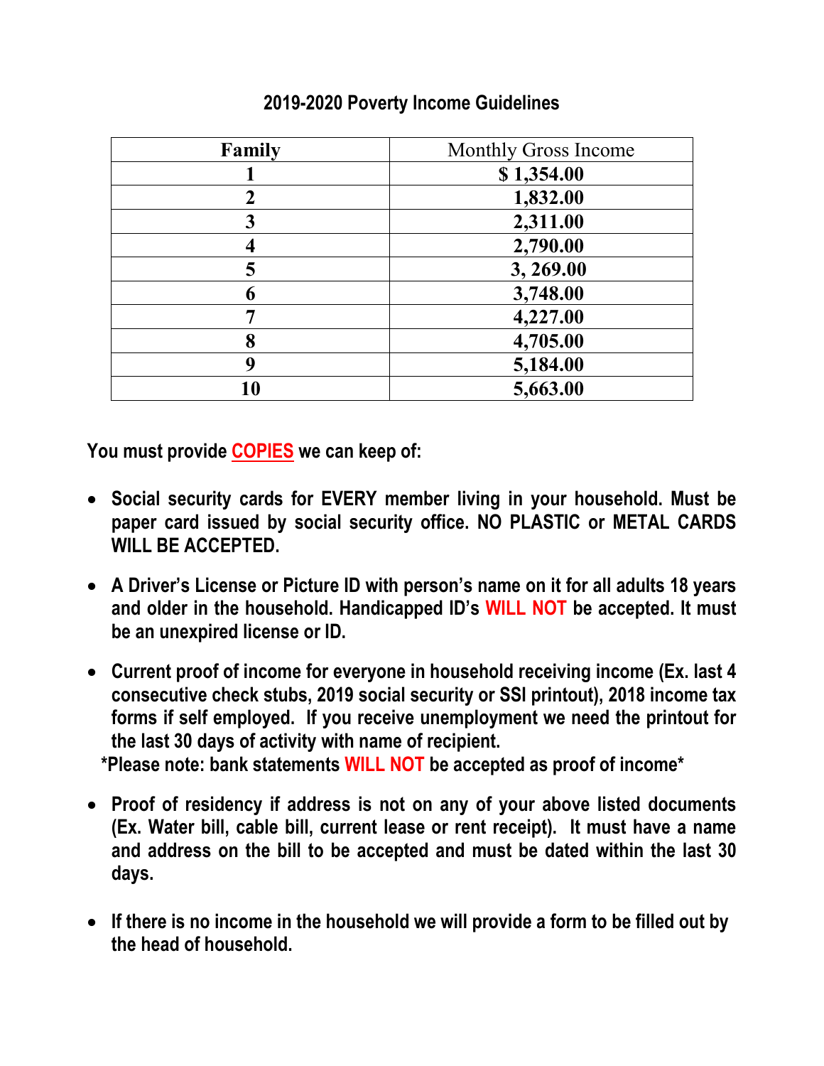## 2019-2020 Poverty Income Guidelines

| Family | Monthly Gross Income |
|---|---|
| **1** | **$ 1,354.00** |
| **2** | **1,832.00** |
| **3** | **2,311.00** |
| **4** | **2,790.00** |
| **5** | **3, 269.00** |
| **6** | **3,748.00** |
| **7** | **4,227.00** |
| **8** | **4,705.00** |
| **9** | **5,184.00** |
| **10** | **5,663.00** |

**You must provide COPIES we can keep of:**

- **Social security cards for EVERY member living in your household. Must be paper card issued by social security office. NO PLASTIC or METAL CARDS WILL BE ACCEPTED.**
- **A Driver's License or Picture ID with person's name on it for all adults 18 years and older in the household. Handicapped ID's WILL NOT be accepted. It must be an unexpired license or ID.**
- **Current proof of income for everyone in household receiving income (Ex. last 4 consecutive check stubs, 2019 social security or SSI printout), 2018 income tax forms if self employed. If you receive unemployment we need the printout for the last 30 days of activity with name of recipient.**

  **\*Please note: bank statements WILL NOT be accepted as proof of income\***
- **Proof of residency if address is not on any of your above listed documents (Ex. Water bill, cable bill, current lease or rent receipt). It must have a name and address on the bill to be accepted and must be dated within the last 30 days.**
- **If there is no income in the household we will provide a form to be filled out by the head of household.**